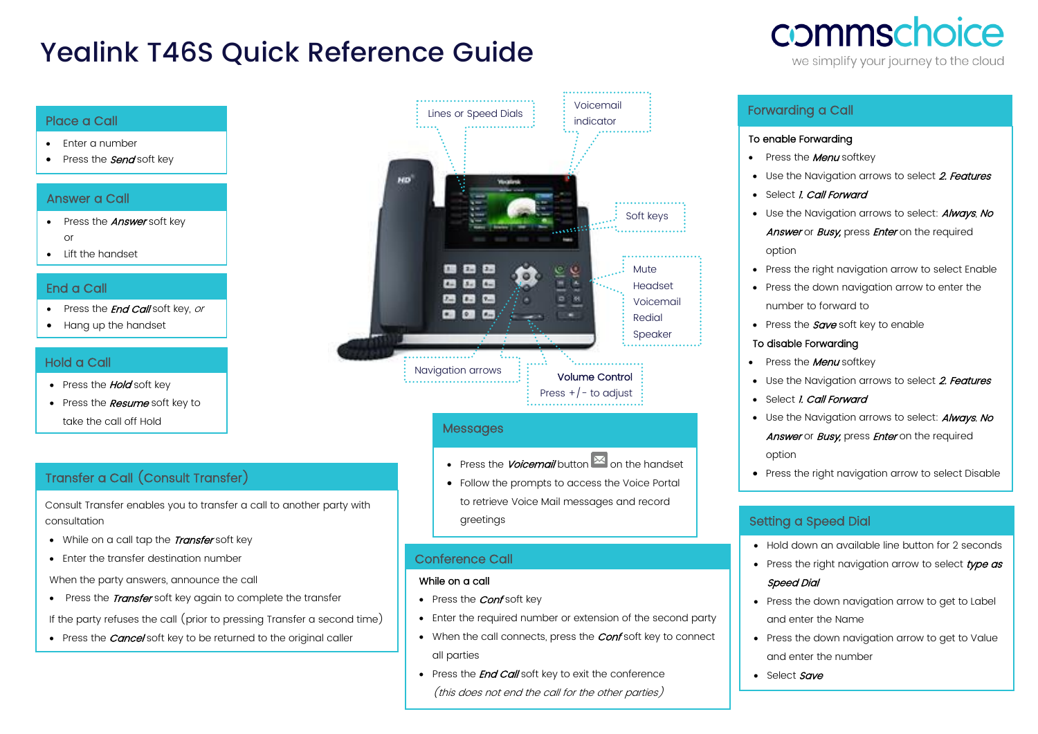# Yealink T46S Quick Reference Guide

commschoice
we simplify your journey to the cloud

## Place a Call

- Enter a number
- Press the ***Send*** soft key

## Answer a Call

- Press the ***Answer*** soft key
  or
- Lift the handset

## End a Call

- Press the ***End Call*** soft key, *or*
- Hang up the handset

## Hold a Call

- Press the ***Hold*** soft key
- Press the ***Resume*** soft key to take the call off Hold

## Transfer a Call (Consult Transfer)

Consult Transfer enables you to transfer a call to another party with consultation

- While on a call tap the ***Transfer*** soft key
- Enter the transfer destination number

When the party answers, announce the call

- Press the ***Transfer*** soft key again to complete the transfer

If the party refuses the call (prior to pressing Transfer a second time)

- Press the ***Cancel*** soft key to be returned to the original caller

Lines or Speed Dials

Voicemail indicator

Soft keys

Mute
Headset
Voicemail
Redial
Speaker

Navigation arrows

Volume Control
Press +/- to adjust

## Messages

- Press the ***Voicemail*** button on the handset
- Follow the prompts to access the Voice Portal to retrieve Voice Mail messages and record greetings

## Conference Call

**While on a call**

- Press the ***Conf*** soft key
- Enter the required number or extension of the second party
- When the call connects, press the ***Conf*** soft key to connect all parties
- Press the ***End Call*** soft key to exit the conference
  *(this does not end the call for the other parties)*

## Forwarding a Call

**To enable Forwarding**

- Press the ***Menu*** softkey
- Use the Navigation arrows to select ***2. Features***
- Select ***1. Call Forward***
- Use the Navigation arrows to select: ***Always***, ***No Answer*** or ***Busy***, press ***Enter*** on the required option
- Press the right navigation arrow to select Enable
- Press the down navigation arrow to enter the number to forward to
- Press the ***Save*** soft key to enable

**To disable Forwarding**

- Press the ***Menu*** softkey
- Use the Navigation arrows to select ***2. Features***
- Select ***1. Call Forward***
- Use the Navigation arrows to select: ***Always***, ***No Answer*** or ***Busy***, press ***Enter*** on the required option
- Press the right navigation arrow to select Disable

## Setting a Speed Dial

- Hold down an available line button for 2 seconds
- Press the right navigation arrow to select ***type as Speed Dial***
- Press the down navigation arrow to get to Label and enter the Name
- Press the down navigation arrow to get to Value and enter the number
- Select ***Save***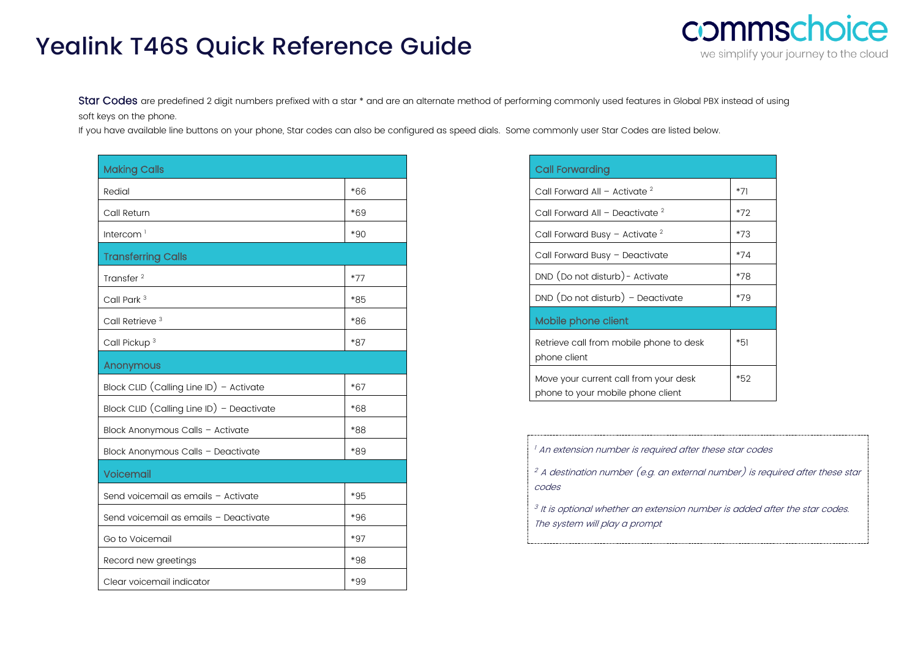# Yealink T46S Quick Reference Guide

**Star Codes** are predefined 2 digit numbers prefixed with a star * and are an alternate method of performing commonly used features in Global PBX instead of using soft keys on the phone.

If you have available line buttons on your phone, Star codes can also be configured as speed dials. Some commonly user Star Codes are listed below.

| Making Calls | |
|---|---|
| Redial | *66 |
| Call Return | *69 |
| Intercom [1] | *90 |
| **Transferring Calls** | |
| Transfer [2] | *77 |
| Call Park [3] | *85 |
| Call Retrieve [3] | *86 |
| Call Pickup [3] | *87 |
| **Anonymous** | |
| Block CLID (Calling Line ID) – Activate | *67 |
| Block CLID (Calling Line ID) – Deactivate | *68 |
| Block Anonymous Calls – Activate | *88 |
| Block Anonymous Calls – Deactivate | *89 |
| **Voicemail** | |
| Send voicemail as emails – Activate | *95 |
| Send voicemail as emails – Deactivate | *96 |
| Go to Voicemail | *97 |
| Record new greetings | *98 |
| Clear voicemail indicator | *99 |

| Call Forwarding | |
|---|---|
| Call Forward All – Activate [2] | *71 |
| Call Forward All – Deactivate [2] | *72 |
| Call Forward Busy – Activate [2] | *73 |
| Call Forward Busy – Deactivate | *74 |
| DND (Do not disturb) - Activate | *78 |
| DND (Do not disturb) – Deactivate | *79 |
| **Mobile phone client** | |
| Retrieve call from mobile phone to desk phone client | *51 |
| Move your current call from your desk phone to your mobile phone client | *52 |

*[1] An extension number is required after these star codes*

*[2] A destination number (e.g. an external number) is required after these star codes*

*[3] It is optional whether an extension number is added after the star codes. The system will play a prompt*